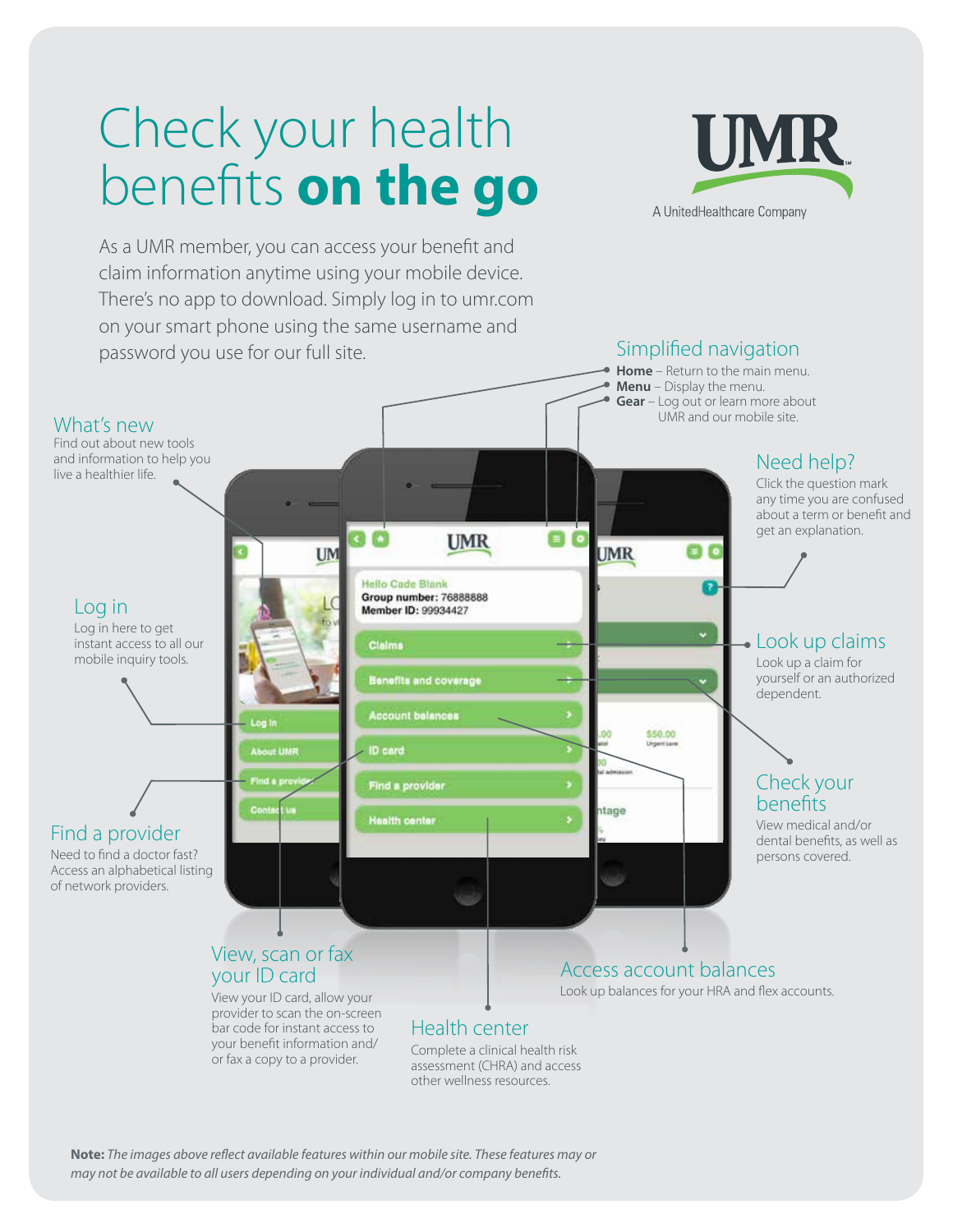# Check your health benefits **on the go**

UMR

A UnitedHealthcare Company

As a UMR member, you can access your benefit and claim information anytime using your mobile device. There's no app to download. Simply log in to umr.com on your smart phone using the same username and password you use for our full site.

## Simplified navigation

- **Home** – Return to the main menu.
- **Menu** – Display the menu.
- **Gear** – Log out or learn more about UMR and our mobile site.

## What's new

Find out about new tools and information to help you live a healthier life.

## Need help?

Click the question mark any time you are confused about a term or benefit and get an explanation.

## Log in

Log in here to get instant access to all our mobile inquiry tools.

## Look up claims

Look up a claim for yourself or an authorized dependent.

## Check your benefits

View medical and/or dental benefits, as well as persons covered.

## Find a provider

Need to find a doctor fast? Access an alphabetical listing of network providers.

## View, scan or fax your ID card

View your ID card, allow your provider to scan the on-screen bar code for instant access to your benefit information and/or fax a copy to a provider.

## Access account balances

Look up balances for your HRA and flex accounts.

## Health center

Complete a clinical health risk assessment (CHRA) and access other wellness resources.

**Note:** *The images above reflect available features within our mobile site. These features may or may not be available to all users depending on your individual and/or company benefits.*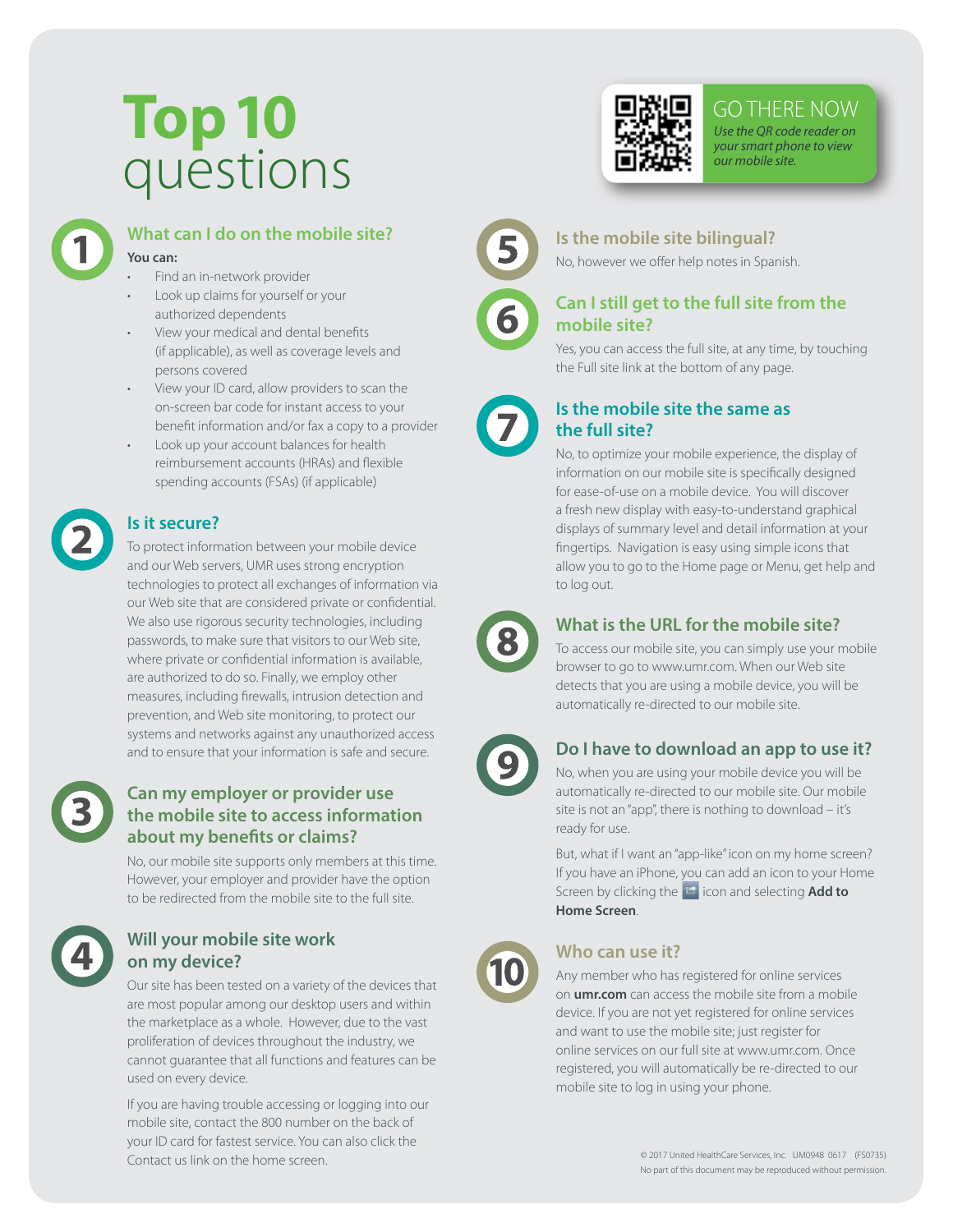# Top 10 questions

**GO THERE NOW**

*Use the QR code reader on your smart phone to view our mobile site.*

## 1 What can I do on the mobile site?

**You can:**

- Find an in-network provider
- Look up claims for yourself or your authorized dependents
- View your medical and dental benefits (if applicable), as well as coverage levels and persons covered
- View your ID card, allow providers to scan the on-screen bar code for instant access to your benefit information and/or fax a copy to a provider
- Look up your account balances for health reimbursement accounts (HRAs) and flexible spending accounts (FSAs) (if applicable)

## 2 Is it secure?

To protect information between your mobile device and our Web servers, UMR uses strong encryption technologies to protect all exchanges of information via our Web site that are considered private or confidential. We also use rigorous security technologies, including passwords, to make sure that visitors to our Web site, where private or confidential information is available, are authorized to do so. Finally, we employ other measures, including firewalls, intrusion detection and prevention, and Web site monitoring, to protect our systems and networks against any unauthorized access and to ensure that your information is safe and secure.

## 3 Can my employer or provider use the mobile site to access information about my benefits or claims?

No, our mobile site supports only members at this time. However, your employer and provider have the option to be redirected from the mobile site to the full site.

## 4 Will your mobile site work on my device?

Our site has been tested on a variety of the devices that are most popular among our desktop users and within the marketplace as a whole. However, due to the vast proliferation of devices throughout the industry, we cannot guarantee that all functions and features can be used on every device.

If you are having trouble accessing or logging into our mobile site, contact the 800 number on the back of your ID card for fastest service. You can also click the Contact us link on the home screen.

## 5 Is the mobile site bilingual?

No, however we offer help notes in Spanish.

## 6 Can I still get to the full site from the mobile site?

Yes, you can access the full site, at any time, by touching the Full site link at the bottom of any page.

## 7 Is the mobile site the same as the full site?

No, to optimize your mobile experience, the display of information on our mobile site is specifically designed for ease-of-use on a mobile device. You will discover a fresh new display with easy-to-understand graphical displays of summary level and detail information at your fingertips. Navigation is easy using simple icons that allow you to go to the Home page or Menu, get help and to log out.

## 8 What is the URL for the mobile site?

To access our mobile site, you can simply use your mobile browser to go to www.umr.com. When our Web site detects that you are using a mobile device, you will be automatically re-directed to our mobile site.

## 9 Do I have to download an app to use it?

No, when you are using your mobile device you will be automatically re-directed to our mobile site. Our mobile site is not an "app", there is nothing to download – it's ready for use.

But, what if I want an "app-like" icon on my home screen? If you have an iPhone, you can add an icon to your Home Screen by clicking the icon and selecting **Add to Home Screen**.

## 10 Who can use it?

Any member who has registered for online services on **umr.com** can access the mobile site from a mobile device. If you are not yet registered for online services and want to use the mobile site; just register for online services on our full site at www.umr.com. Once registered, you will automatically be re-directed to our mobile site to log in using your phone.

© 2017 United HealthCare Services, Inc. UM0948 0617 (FS0735)
No part of this document may be reproduced without permission.